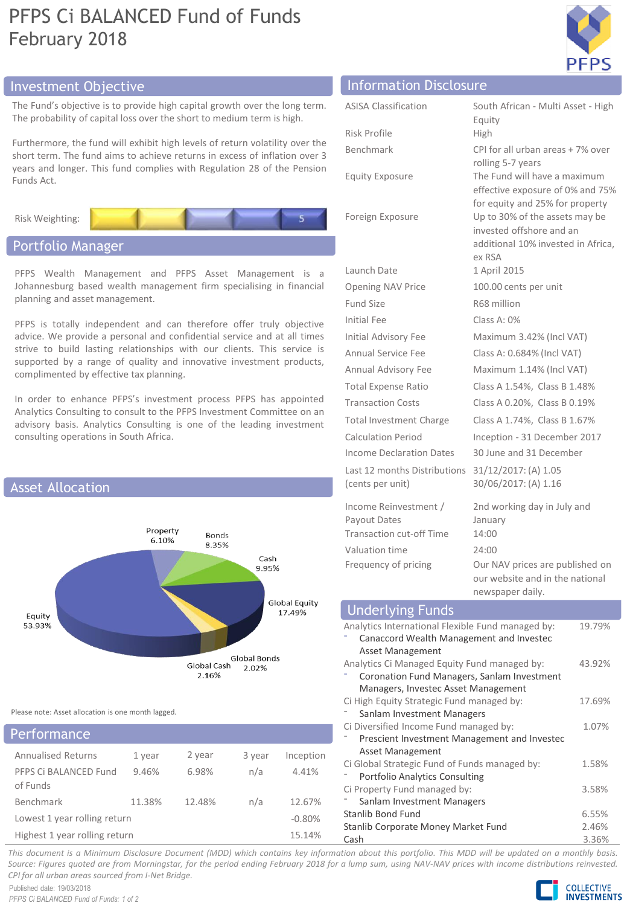# PFPS Ci BALANCED Fund of Funds
## February 2018

## Investment Objective

The Fund's objective is to provide high capital growth over the long term. The probability of capital loss over the short to medium term is high.

Furthermore, the fund will exhibit high levels of return volatility over the short term. The fund aims to achieve returns in excess of inflation over 3 years and longer. This fund complies with Regulation 28 of the Pension Funds Act.

Risk Weighting: 5

## Portfolio Manager

PFPS Wealth Management and PFPS Asset Management is a Johannesburg based wealth management firm specialising in financial planning and asset management.

PFPS is totally independent and can therefore offer truly objective advice. We provide a personal and confidential service and at all times strive to build lasting relationships with our clients. This service is supported by a range of quality and innovative investment products, complimented by effective tax planning.

In order to enhance PFPS's investment process PFPS has appointed Analytics Consulting to consult to the PFPS Investment Committee on an advisory basis. Analytics Consulting is one of the leading investment consulting operations in South Africa.

## Asset Allocation

| Asset | Allocation |
|---|---|
| Equity | 53.93% |
| Property | 6.10% |
| Bonds | 8.35% |
| Cash | 9.95% |
| Global Equity | 17.49% |
| Global Bonds | 2.02% |
| Global Cash | 2.16% |

Please note: Asset allocation is one month lagged.

## Performance

| Annualised Returns | 1 year | 2 year | 3 year | Inception |
|---|---|---|---|---|
| PFPS Ci BALANCED Fund of Funds | 9.46% | 6.98% | n/a | 4.41% |
| Benchmark | 11.38% | 12.48% | n/a | 12.67% |
| Lowest 1 year rolling return | | | | -0.80% |
| Highest 1 year rolling return | | | | 15.14% |

## Information Disclosure

| | |
|---|---|
| ASISA Classification | South African - Multi Asset - High Equity |
| Risk Profile | High |
| Benchmark | CPI for all urban areas + 7% over rolling 5-7 years |
| Equity Exposure | The Fund will have a maximum effective exposure of 0% and 75% for equity and 25% for property |
| Foreign Exposure | Up to 30% of the assets may be invested offshore and an additional 10% invested in Africa, ex RSA |
| Launch Date | 1 April 2015 |
| Opening NAV Price | 100.00 cents per unit |
| Fund Size | R68 million |
| Initial Fee | Class A: 0% |
| Initial Advisory Fee | Maximum 3.42% (Incl VAT) |
| Annual Service Fee | Class A: 0.684% (Incl VAT) |
| Annual Advisory Fee | Maximum 1.14% (Incl VAT) |
| Total Expense Ratio | Class A 1.54%, Class B 1.48% |
| Transaction Costs | Class A 0.20%, Class B 0.19% |
| Total Investment Charge | Class A 1.74%, Class B 1.67% |
| Calculation Period | Inception - 31 December 2017 |
| Income Declaration Dates | 30 June and 31 December |
| Last 12 months Distributions (cents per unit) | 31/12/2017: (A) 1.05<br>30/06/2017: (A) 1.16 |
| Income Reinvestment / Payout Dates | 2nd working day in July and January |
| Transaction cut-off Time | 14:00 |
| Valuation time | 24:00 |
| Frequency of pricing | Our NAV prices are published on our website and in the national newspaper daily. |

## Underlying Funds

| Fund | Weight |
|---|---|
| Analytics International Flexible Fund managed by:<br>- Canaccord Wealth Management and Investec Asset Management | 19.79% |
| Analytics Ci Managed Equity Fund managed by:<br>- Coronation Fund Managers, Sanlam Investment Managers, Investec Asset Management | 43.92% |
| Ci High Equity Strategic Fund managed by:<br>- Sanlam Investment Managers | 17.69% |
| Ci Diversified Income Fund managed by:<br>- Prescient Investment Management and Investec Asset Management | 1.07% |
| Ci Global Strategic Fund of Funds managed by:<br>- Portfolio Analytics Consulting | 1.58% |
| Ci Property Fund managed by:<br>- Sanlam Investment Managers | 3.58% |
| Stanlib Bond Fund | 6.55% |
| Stanlib Corporate Money Market Fund | 2.46% |
| Cash | 3.36% |

*This document is a Minimum Disclosure Document (MDD) which contains key information about this portfolio. This MDD will be updated on a monthly basis. Source: Figures quoted are from Morningstar, for the period ending February 2018 for a lump sum, using NAV-NAV prices with income distributions reinvested. CPI for all urban areas sourced from I-Net Bridge.*

Published date: 19/03/2018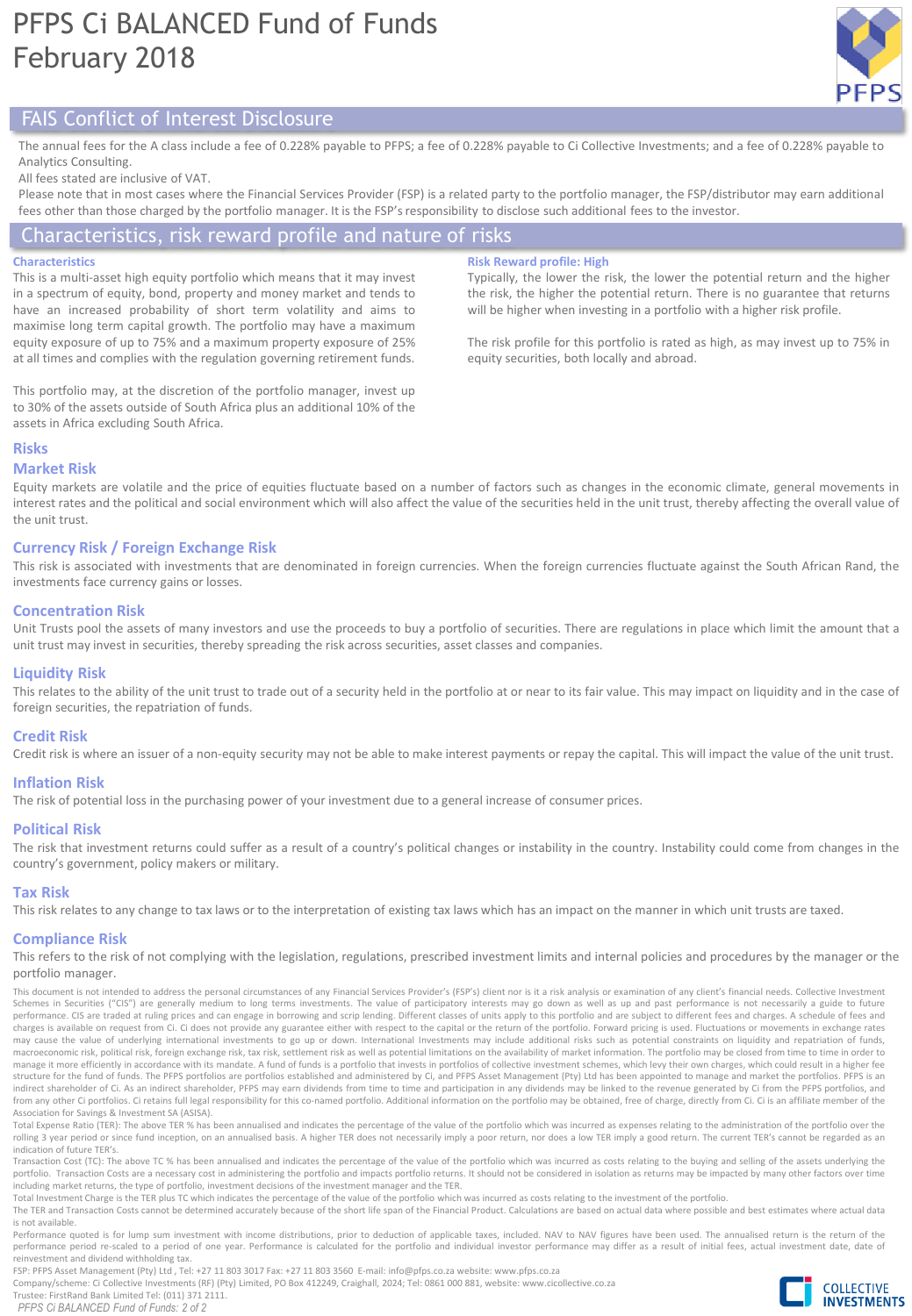# PFPS Ci BALANCED Fund of Funds
# February 2018

## FAIS Conflict of Interest Disclosure

The annual fees for the A class include a fee of 0.228% payable to PFPS; a fee of 0.228% payable to Ci Collective Investments; and a fee of 0.228% payable to Analytics Consulting.

All fees stated are inclusive of VAT.

Please note that in most cases where the Financial Services Provider (FSP) is a related party to the portfolio manager, the FSP/distributor may earn additional fees other than those charged by the portfolio manager. It is the FSP's responsibility to disclose such additional fees to the investor.

## Characteristics, risk reward profile and nature of risks

### Characteristics

This is a multi-asset high equity portfolio which means that it may invest in a spectrum of equity, bond, property and money market and tends to have an increased probability of short term volatility and aims to maximise long term capital growth. The portfolio may have a maximum equity exposure of up to 75% and a maximum property exposure of 25% at all times and complies with the regulation governing retirement funds.

This portfolio may, at the discretion of the portfolio manager, invest up to 30% of the assets outside of South Africa plus an additional 10% of the assets in Africa excluding South Africa.

### Risk Reward profile: High

Typically, the lower the risk, the lower the potential return and the higher the risk, the higher the potential return. There is no guarantee that returns will be higher when investing in a portfolio with a higher risk profile.

The risk profile for this portfolio is rated as high, as may invest up to 75% in equity securities, both locally and abroad.

### Risks

#### Market Risk

Equity markets are volatile and the price of equities fluctuate based on a number of factors such as changes in the economic climate, general movements in interest rates and the political and social environment which will also affect the value of the securities held in the unit trust, thereby affecting the overall value of the unit trust.

#### Currency Risk / Foreign Exchange Risk

This risk is associated with investments that are denominated in foreign currencies. When the foreign currencies fluctuate against the South African Rand, the investments face currency gains or losses.

#### Concentration Risk

Unit Trusts pool the assets of many investors and use the proceeds to buy a portfolio of securities. There are regulations in place which limit the amount that a unit trust may invest in securities, thereby spreading the risk across securities, asset classes and companies.

#### Liquidity Risk

This relates to the ability of the unit trust to trade out of a security held in the portfolio at or near to its fair value. This may impact on liquidity and in the case of foreign securities, the repatriation of funds.

#### Credit Risk

Credit risk is where an issuer of a non-equity security may not be able to make interest payments or repay the capital. This will impact the value of the unit trust.

#### Inflation Risk

The risk of potential loss in the purchasing power of your investment due to a general increase of consumer prices.

#### Political Risk

The risk that investment returns could suffer as a result of a country's political changes or instability in the country. Instability could come from changes in the country's government, policy makers or military.

#### Tax Risk

This risk relates to any change to tax laws or to the interpretation of existing tax laws which has an impact on the manner in which unit trusts are taxed.

#### Compliance Risk

This refers to the risk of not complying with the legislation, regulations, prescribed investment limits and internal policies and procedures by the manager or the portfolio manager.

This document is not intended to address the personal circumstances of any Financial Services Provider's (FSP's) client nor is it a risk analysis or examination of any client's financial needs. Collective Investment Schemes in Securities ("CIS") are generally medium to long terms investments. The value of participatory interests may go down as well as up and past performance is not necessarily a guide to future performance. CIS are traded at ruling prices and can engage in borrowing and scrip lending. Different classes of units apply to this portfolio and are subject to different fees and charges. A schedule of fees and charges is available on request from Ci. Ci does not provide any guarantee either with respect to the capital or the return of the portfolio. Forward pricing is used. Fluctuations or movements in exchange rates may cause the value of underlying international investments to go up or down. International Investments may include additional risks such as potential constraints on liquidity and repatriation of funds, macroeconomic risk, political risk, foreign exchange risk, tax risk, settlement risk as well as potential limitations on the availability of market information. The portfolio may be closed from time to time in order to manage it more efficiently in accordance with its mandate. A fund of funds is a portfolio that invests in portfolios of collective investment schemes, which levy their own charges, which could result in a higher fee structure for the fund of funds. The PFPS portfolios are portfolios established and administered by Ci, and PFPS Asset Management (Pty) Ltd has been appointed to manage and market the portfolios. PFPS is an indirect shareholder of Ci. As an indirect shareholder, PFPS may earn dividends from time to time and participation in any dividends may be linked to the revenue generated by Ci from the PFPS portfolios, and from any other Ci portfolios. Ci retains full legal responsibility for this co-named portfolio. Additional information on the portfolio may be obtained, free of charge, directly from Ci. Ci is an affiliate member of the Association for Savings & Investment SA (ASISA).

Total Expense Ratio (TER): The above TER % has been annualised and indicates the percentage of the value of the portfolio which was incurred as expenses relating to the administration of the portfolio over the rolling 3 year period or since fund inception, on an annualised basis. A higher TER does not necessarily imply a poor return, nor does a low TER imply a good return. The current TER's cannot be regarded as an indication of future TER's.

Transaction Cost (TC): The above TC % has been annualised and indicates the percentage of the value of the portfolio which was incurred as costs relating to the buying and selling of the assets underlying the portfolio. Transaction Costs are a necessary cost in administering the portfolio and impacts portfolio returns. It should not be considered in isolation as returns may be impacted by many other factors over time including market returns, the type of portfolio, investment decisions of the investment manager and the TER.

Total Investment Charge is the TER plus TC which indicates the percentage of the value of the portfolio which was incurred as costs relating to the investment of the portfolio.

The TER and Transaction Costs cannot be determined accurately because of the short life span of the Financial Product. Calculations are based on actual data where possible and best estimates where actual data is not available.

Performance quoted is for lump sum investment with income distributions, prior to deduction of applicable taxes, included. NAV to NAV figures have been used. The annualised return is the return of the performance period re-scaled to a period of one year. Performance is calculated for the portfolio and individual investor performance may differ as a result of initial fees, actual investment date, date of reinvestment and dividend withholding tax.

FSP: PFPS Asset Management (Pty) Ltd , Tel: +27 11 803 3017 Fax: +27 11 803 3560 E-mail: info@pfps.co.za website: www.pfps.co.za

Company/scheme: Ci Collective Investments (RF) (Pty) Limited, PO Box 412249, Craighall, 2024; Tel: 0861 000 881, website: www.cicollective.co.za

Trustee: FirstRand Bank Limited Tel: (011) 371 2111.